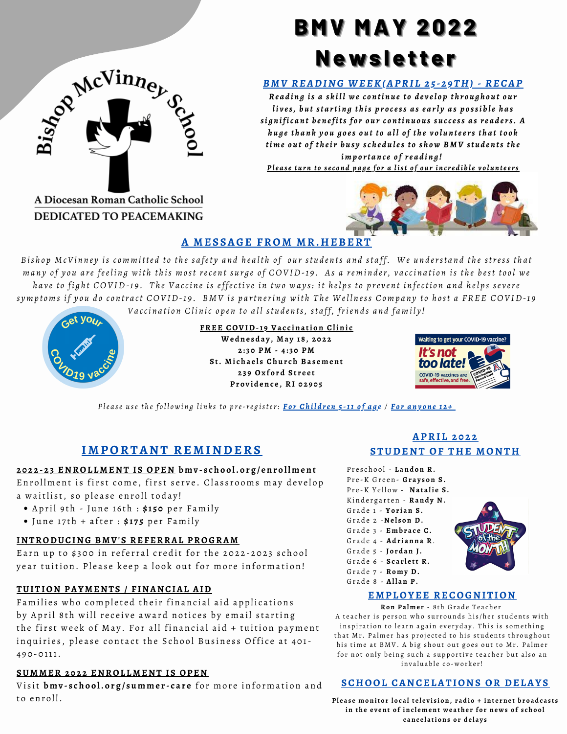Bishop McVinney School

A Diocesan Roman Catholic School
DEDICATED TO PEACEMAKING

# BMV MAY 2022 Newsletter

## BMV READING WEEK(APRIL 25-29TH) - RECAP

***Reading is a skill we continue to develop throughout our lives, but starting this process as early as possible has significant benefits for our continuous success as readers. A huge thank you goes out to all of the volunteers that took time out of their busy schedules to show BMV students the importance of reading!***

***Please turn to second page for a list of our incredible volunteers***

## A MESSAGE FROM MR.HEBERT

*Bishop McVinney is committed to the safety and health of our students and staff. We understand the stress that many of you are feeling with this most recent surge of COVID-19. As a reminder, vaccination is the best tool we have to fight COVID-19. The Vaccine is effective in two ways: it helps to prevent infection and helps severe symptoms if you do contract COVID-19. BMV is partnering with The Wellness Company to host a FREE COVID-19 Vaccination Clinic open to all students, staff, friends and family!*

Get your COVID19 vaccine

**FREE COVID-19 Vaccination Clinic**
**Wednesday, May 18, 2022**
**2:30 PM - 4:30 PM**
**St. Michaels Church Basement**
**239 Oxford Street**
**Providence, RI 02905**

Waiting to get your COVID-19 vaccine? It's not too late! COVID-19 vaccines are safe, effective, and free.

*Please use the following links to pre-register:* **For Children 5-11 of age** / **For anyone 12+**

## IMPORTANT REMINDERS

**2022-23 ENROLLMENT IS OPEN bmv-school.org/enrollment**

Enrollment is first come, first serve. Classrooms may develop a waitlist, so please enroll today!

- April 9th - June 16th : **$150** per Family
- June 17th + after : **$175** per Family

**INTRODUCING BMV'S REFERRAL PROGRAM**

Earn up to $300 in referral credit for the 2022-2023 school year tuition. Please keep a look out for more information!

**TUITION PAYMENTS / FINANCIAL AID**

Families who completed their financial aid applications by April 8th will receive award notices by email starting the first week of May. For all financial aid + tuition payment inquiries, please contact the School Business Office at 401-490-0111.

**SUMMER 2022 ENROLLMENT IS OPEN**

Visit **bmv-school.org/summer-care** for more information and to enroll.

## APRIL 2022 STUDENT OF THE MONTH

Preschool - **Landon R.**
Pre-K Green- **Grayson S.**
Pre-K Yellow - **Natalie S.**
Kindergarten - **Randy N.**
Grade 1 - **Yorian S.**
Grade 2 -**Nelson D.**
Grade 3 - **Embrace C.**
Grade 4 - **Adrianna R.**
Grade 5 - **Jordan J.**
Grade 6 - **Scarlett R.**
Grade 7 - **Romy D.**
Grade 8 - **Allan P.**

## EMPLOYEE RECOGNITION

**Ron Palmer** - 8th Grade Teacher

A teacher is person who surrounds his/her students with inspiration to learn again everyday. This is something that Mr. Palmer has projected to his students throughout his time at BMV. A big shout out goes out to Mr. Palmer for not only being such a supportive teacher but also an invaluable co-worker!

## SCHOOL CANCELATIONS OR DELAYS

**Please monitor local television, radio + internet broadcasts in the event of inclement weather for news of school cancelations or delays**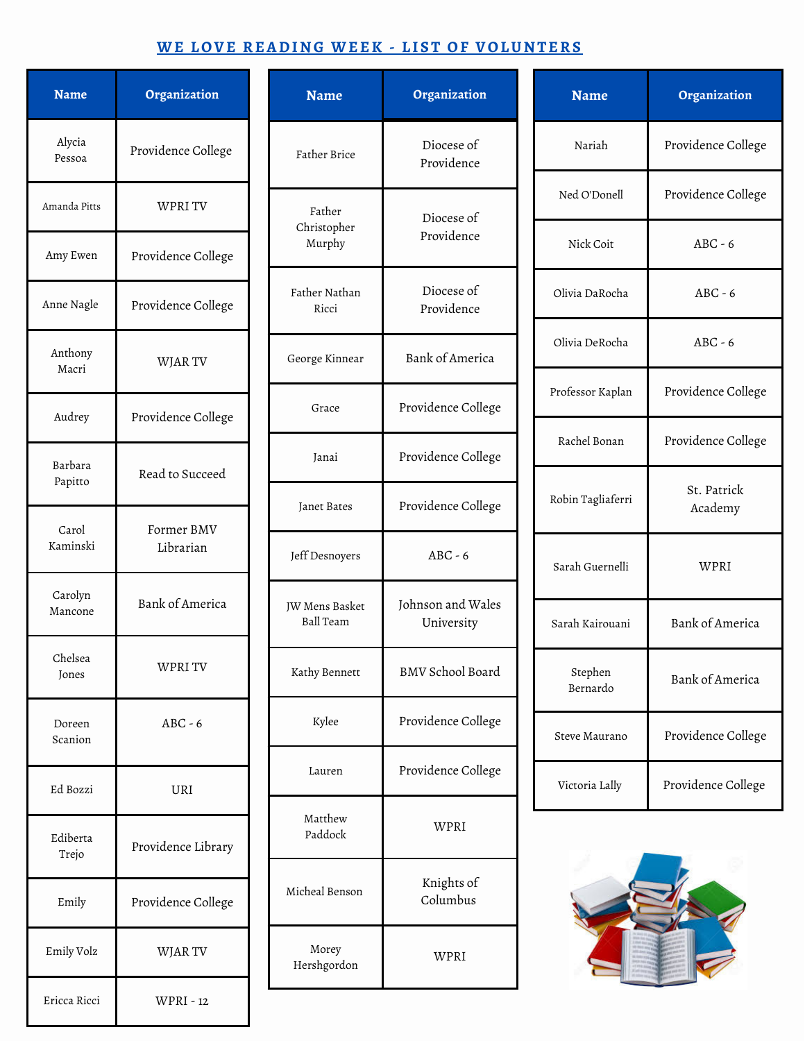## WE LOVE READING WEEK - LIST OF VOLUNTEERS

| Name | Organization |
|---|---|
| Alycia Pessoa | Providence College |
| Amanda Pitts | WPRI TV |
| Amy Ewen | Providence College |
| Anne Nagle | Providence College |
| Anthony Macri | WJAR TV |
| Audrey | Providence College |
| Barbara Papitto | Read to Succeed |
| Carol Kaminski | Former BMV Librarian |
| Carolyn Mancone | Bank of America |
| Chelsea Jones | WPRI TV |
| Doreen Scanion | ABC - 6 |
| Ed Bozzi | URI |
| Ediberta Trejo | Providence Library |
| Emily | Providence College |
| Emily Volz | WJAR TV |
| Ericca Ricci | WPRI - 12 |
| Father Brice | Diocese of Providence |
| Father Christopher Murphy | Diocese of Providence |
| Father Nathan Ricci | Diocese of Providence |
| George Kinnear | Bank of America |
| Grace | Providence College |
| Janai | Providence College |
| Janet Bates | Providence College |
| Jeff Desnoyers | ABC - 6 |
| JW Mens Basket Ball Team | Johnson and Wales University |
| Kathy Bennett | BMV School Board |
| Kylee | Providence College |
| Lauren | Providence College |
| Matthew Paddock | WPRI |
| Micheal Benson | Knights of Columbus |
| Morey Hershgordon | WPRI |
| Nariah | Providence College |
| Ned O'Donell | Providence College |
| Nick Coit | ABC - 6 |
| Olivia DaRocha | ABC - 6 |
| Olivia DeRocha | ABC - 6 |
| Professor Kaplan | Providence College |
| Rachel Bonan | Providence College |
| Robin Tagliaferri | St. Patrick Academy |
| Sarah Guernelli | WPRI |
| Sarah Kairouani | Bank of America |
| Stephen Bernardo | Bank of America |
| Steve Maurano | Providence College |
| Victoria Lally | Providence College |